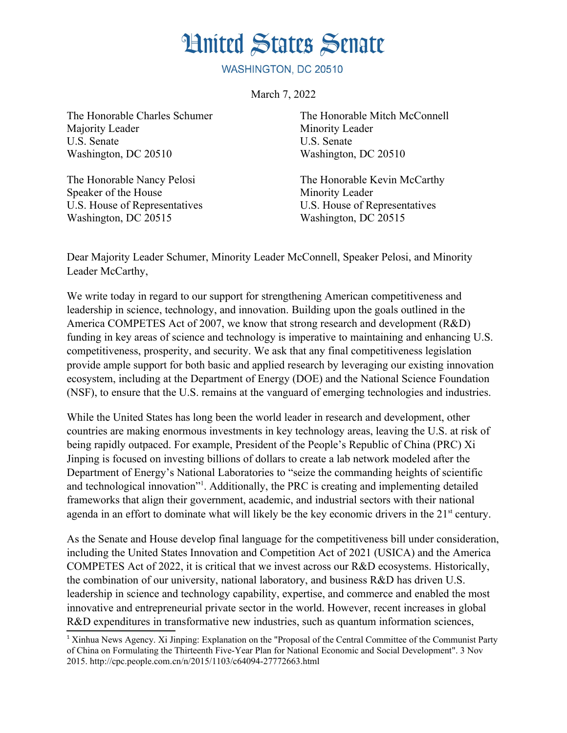# United States Senate

WASHINGTON, DC 20510

March 7, 2022

The Honorable Charles Schumer
Majority Leader
U.S. Senate
Washington, DC 20510

The Honorable Mitch McConnell
Minority Leader
U.S. Senate
Washington, DC 20510

The Honorable Nancy Pelosi
Speaker of the House
U.S. House of Representatives
Washington, DC 20515

The Honorable Kevin McCarthy
Minority Leader
U.S. House of Representatives
Washington, DC 20515

Dear Majority Leader Schumer, Minority Leader McConnell, Speaker Pelosi, and Minority Leader McCarthy,

We write today in regard to our support for strengthening American competitiveness and leadership in science, technology, and innovation. Building upon the goals outlined in the America COMPETES Act of 2007, we know that strong research and development (R&D) funding in key areas of science and technology is imperative to maintaining and enhancing U.S. competitiveness, prosperity, and security. We ask that any final competitiveness legislation provide ample support for both basic and applied research by leveraging our existing innovation ecosystem, including at the Department of Energy (DOE) and the National Science Foundation (NSF), to ensure that the U.S. remains at the vanguard of emerging technologies and industries.

While the United States has long been the world leader in research and development, other countries are making enormous investments in key technology areas, leaving the U.S. at risk of being rapidly outpaced. For example, President of the People's Republic of China (PRC) Xi Jinping is focused on investing billions of dollars to create a lab network modeled after the Department of Energy's National Laboratories to "seize the commanding heights of scientific and technological innovation"[1]. Additionally, the PRC is creating and implementing detailed frameworks that align their government, academic, and industrial sectors with their national agenda in an effort to dominate what will likely be the key economic drivers in the 21st century.

As the Senate and House develop final language for the competitiveness bill under consideration, including the United States Innovation and Competition Act of 2021 (USICA) and the America COMPETES Act of 2022, it is critical that we invest across our R&D ecosystems. Historically, the combination of our university, national laboratory, and business R&D has driven U.S. leadership in science and technology capability, expertise, and commerce and enabled the most innovative and entrepreneurial private sector in the world. However, recent increases in global R&D expenditures in transformative new industries, such as quantum information sciences,

[1] Xinhua News Agency. Xi Jinping: Explanation on the "Proposal of the Central Committee of the Communist Party of China on Formulating the Thirteenth Five-Year Plan for National Economic and Social Development". 3 Nov 2015. http://cpc.people.com.cn/n/2015/1103/c64094-27772663.html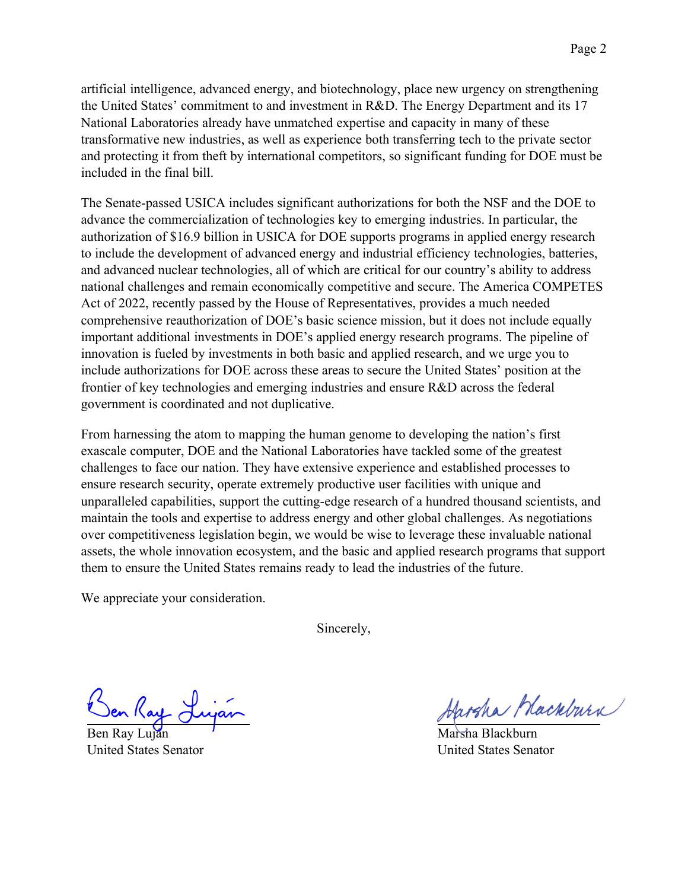artificial intelligence, advanced energy, and biotechnology, place new urgency on strengthening the United States' commitment to and investment in R&D. The Energy Department and its 17 National Laboratories already have unmatched expertise and capacity in many of these transformative new industries, as well as experience both transferring tech to the private sector and protecting it from theft by international competitors, so significant funding for DOE must be included in the final bill.

The Senate-passed USICA includes significant authorizations for both the NSF and the DOE to advance the commercialization of technologies key to emerging industries. In particular, the authorization of $16.9 billion in USICA for DOE supports programs in applied energy research to include the development of advanced energy and industrial efficiency technologies, batteries, and advanced nuclear technologies, all of which are critical for our country's ability to address national challenges and remain economically competitive and secure. The America COMPETES Act of 2022, recently passed by the House of Representatives, provides a much needed comprehensive reauthorization of DOE's basic science mission, but it does not include equally important additional investments in DOE's applied energy research programs. The pipeline of innovation is fueled by investments in both basic and applied research, and we urge you to include authorizations for DOE across these areas to secure the United States' position at the frontier of key technologies and emerging industries and ensure R&D across the federal government is coordinated and not duplicative.

From harnessing the atom to mapping the human genome to developing the nation's first exascale computer, DOE and the National Laboratories have tackled some of the greatest challenges to face our nation. They have extensive experience and established processes to ensure research security, operate extremely productive user facilities with unique and unparalleled capabilities, support the cutting-edge research of a hundred thousand scientists, and maintain the tools and expertise to address energy and other global challenges. As negotiations over competitiveness legislation begin, we would be wise to leverage these invaluable national assets, the whole innovation ecosystem, and the basic and applied research programs that support them to ensure the United States remains ready to lead the industries of the future.

We appreciate your consideration.

Sincerely,

Ben Ray Luján
United States Senator

Marsha Blackburn
United States Senator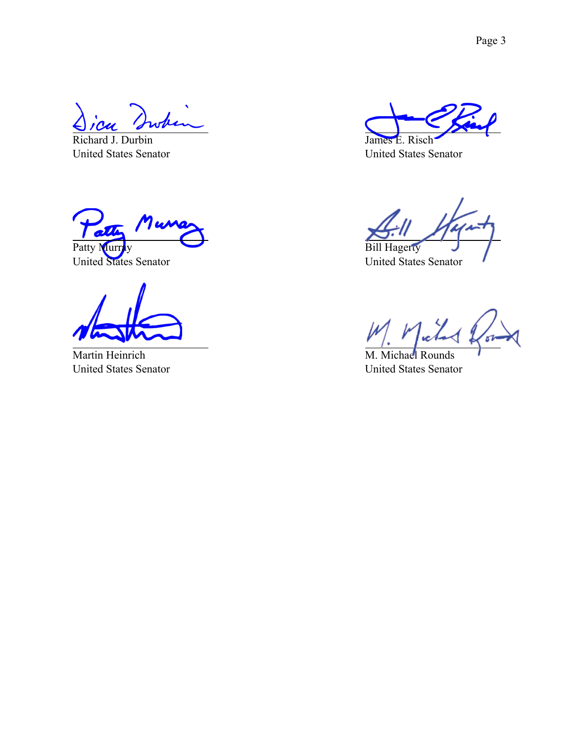Richard J. Durbin
United States Senator

James E. Risch
United States Senator

Patty Murray
United States Senator

Bill Hagerty
United States Senator

Martin Heinrich
United States Senator

M. Michael Rounds
United States Senator